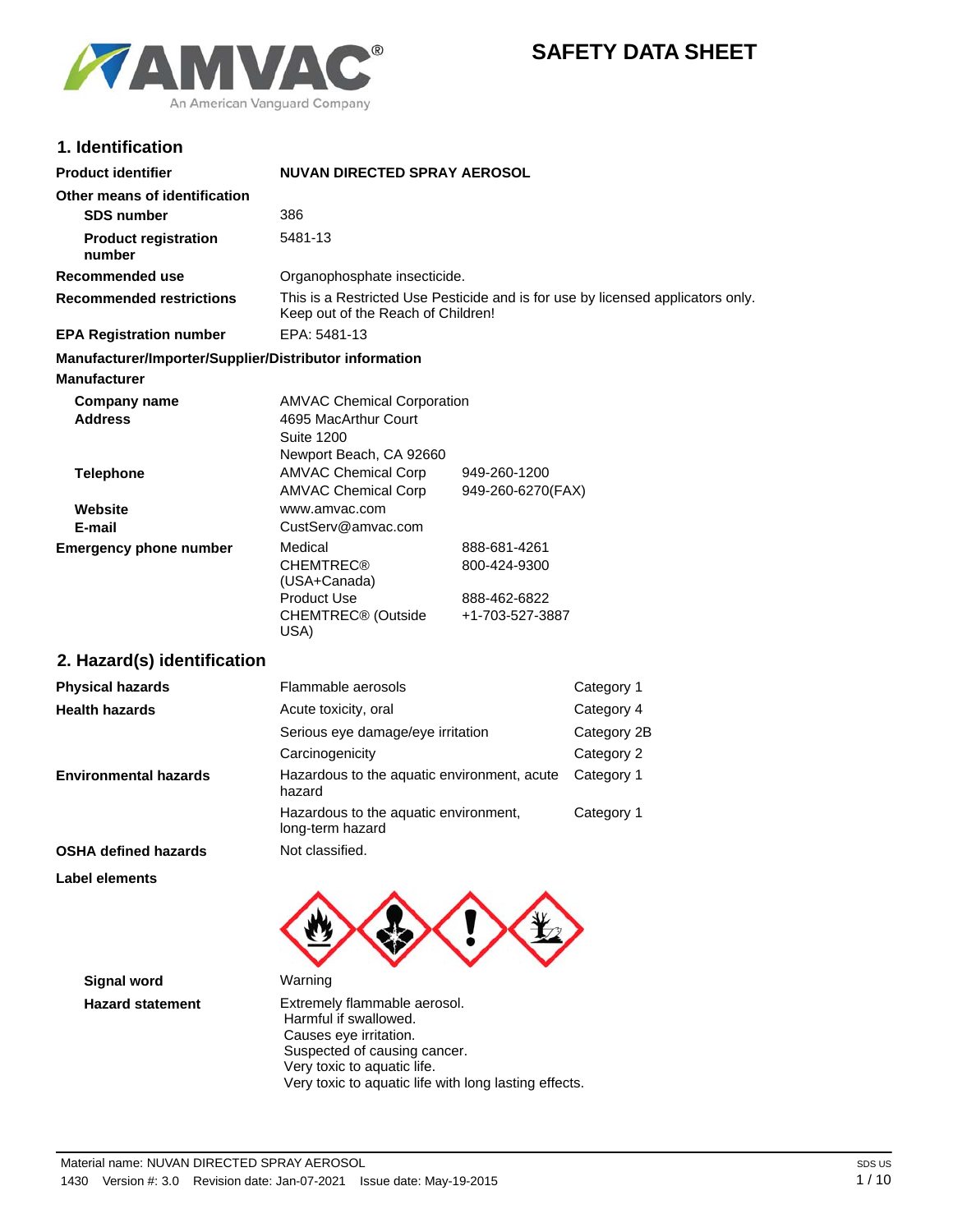# SAFETY DATA SHEET

## 1. Identification

| | | |
|---|---|---|
| **Product identifier** | **NUVAN DIRECTED SPRAY AEROSOL** | |
| **Other means of identification** | | |
| **SDS number** | 386 | |
| **Product registration number** | 5481-13 | |
| **Recommended use** | Organophosphate insecticide. | |
| **Recommended restrictions** | This is a Restricted Use Pesticide and is for use by licensed applicators only. Keep out of the Reach of Children! | |
| **EPA Registration number** | EPA: 5481-13 | |

**Manufacturer/Importer/Supplier/Distributor information**

**Manufacturer**

| | | |
|---|---|---|
| **Company name** | AMVAC Chemical Corporation | |
| **Address** | 4695 MacArthur Court<br>Suite 1200<br>Newport Beach, CA 92660 | |
| **Telephone** | AMVAC Chemical Corp | 949-260-1200 |
| | AMVAC Chemical Corp | 949-260-6270(FAX) |
| **Website** | www.amvac.com | |
| **E-mail** | CustServ@amvac.com | |
| **Emergency phone number** | Medical | 888-681-4261 |
| | CHEMTREC® (USA+Canada) | 800-424-9300 |
| | Product Use | 888-462-6822 |
| | CHEMTREC® (Outside USA) | +1-703-527-3887 |

## 2. Hazard(s) identification

| | | |
|---|---|---|
| **Physical hazards** | Flammable aerosols | Category 1 |
| **Health hazards** | Acute toxicity, oral | Category 4 |
| | Serious eye damage/eye irritation | Category 2B |
| | Carcinogenicity | Category 2 |
| **Environmental hazards** | Hazardous to the aquatic environment, acute hazard | Category 1 |
| | Hazardous to the aquatic environment, long-term hazard | Category 1 |
| **OSHA defined hazards** | Not classified. | |

**Label elements**

**Signal word** Warning

**Hazard statement**
Extremely flammable aerosol.
Harmful if swallowed.
Causes eye irritation.
Suspected of causing cancer.
Very toxic to aquatic life.
Very toxic to aquatic life with long lasting effects.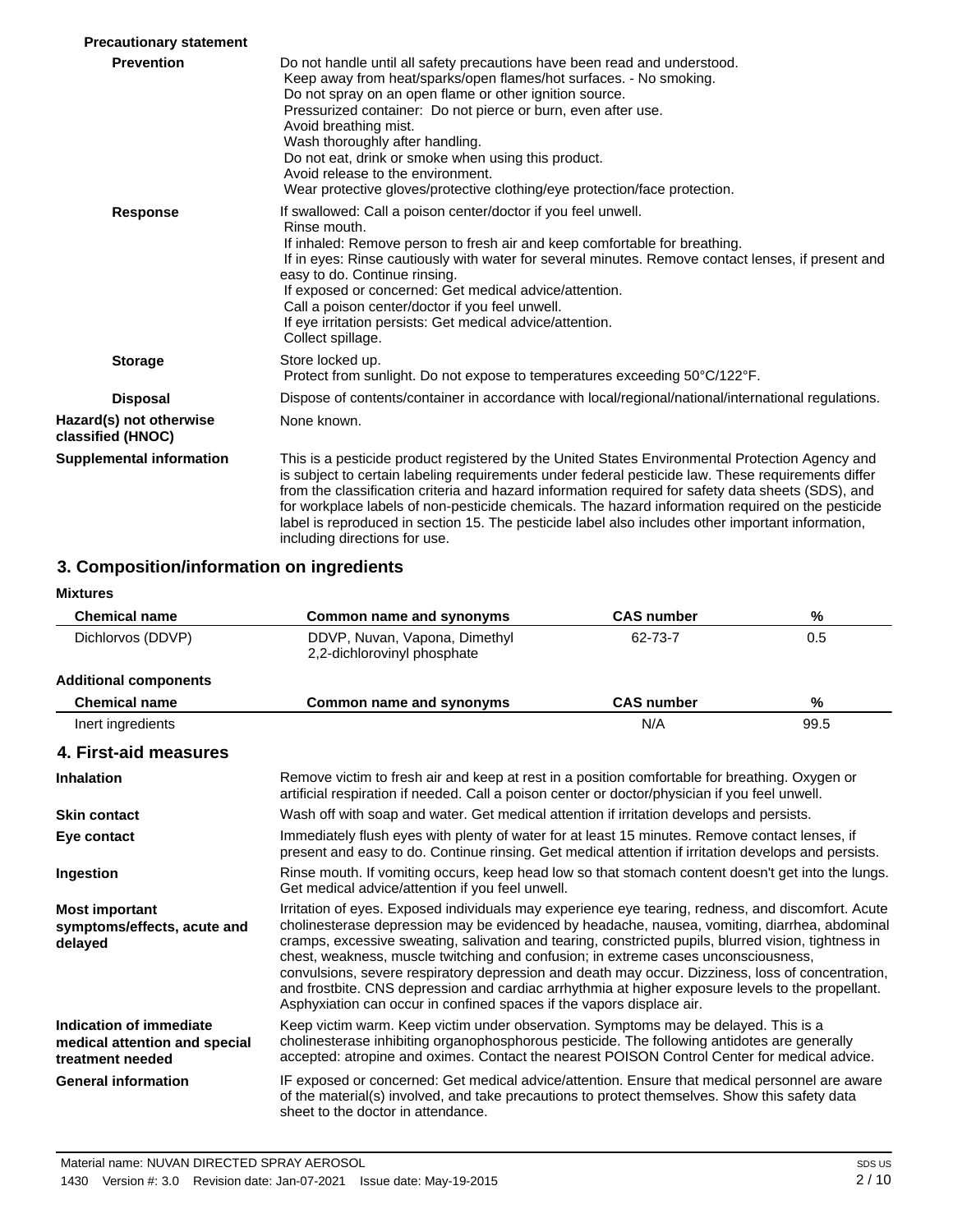**Precautionary statement**

**Prevention**

Do not handle until all safety precautions have been read and understood.
Keep away from heat/sparks/open flames/hot surfaces. - No smoking.
Do not spray on an open flame or other ignition source.
Pressurized container: Do not pierce or burn, even after use.
Avoid breathing mist.
Wash thoroughly after handling.
Do not eat, drink or smoke when using this product.
Avoid release to the environment.
Wear protective gloves/protective clothing/eye protection/face protection.

**Response**

If swallowed: Call a poison center/doctor if you feel unwell.
Rinse mouth.
If inhaled: Remove person to fresh air and keep comfortable for breathing.
If in eyes: Rinse cautiously with water for several minutes. Remove contact lenses, if present and easy to do. Continue rinsing.
If exposed or concerned: Get medical advice/attention.
Call a poison center/doctor if you feel unwell.
If eye irritation persists: Get medical advice/attention.
Collect spillage.

**Storage**

Store locked up.
Protect from sunlight. Do not expose to temperatures exceeding 50°C/122°F.

**Disposal**

Dispose of contents/container in accordance with local/regional/national/international regulations.

**Hazard(s) not otherwise classified (HNOC)**

None known.

**Supplemental information**

This is a pesticide product registered by the United States Environmental Protection Agency and is subject to certain labeling requirements under federal pesticide law. These requirements differ from the classification criteria and hazard information required for safety data sheets (SDS), and for workplace labels of non-pesticide chemicals. The hazard information required on the pesticide label is reproduced in section 15. The pesticide label also includes other important information, including directions for use.

## 3. Composition/information on ingredients

**Mixtures**

| Chemical name | Common name and synonyms | CAS number | % |
|---|---|---|---|
| Dichlorvos (DDVP) | DDVP, Nuvan, Vapona, Dimethyl 2,2-dichlorovinyl phosphate | 62-73-7 | 0.5 |

**Additional components**

| Chemical name | Common name and synonyms | CAS number | % |
|---|---|---|---|
| Inert ingredients | | N/A | 99.5 |

## 4. First-aid measures

**Inhalation**

Remove victim to fresh air and keep at rest in a position comfortable for breathing. Oxygen or artificial respiration if needed. Call a poison center or doctor/physician if you feel unwell.

**Skin contact**

Wash off with soap and water. Get medical attention if irritation develops and persists.

**Eye contact**

Immediately flush eyes with plenty of water for at least 15 minutes. Remove contact lenses, if present and easy to do. Continue rinsing. Get medical attention if irritation develops and persists.

**Ingestion**

Rinse mouth. If vomiting occurs, keep head low so that stomach content doesn't get into the lungs. Get medical advice/attention if you feel unwell.

**Most important symptoms/effects, acute and delayed**

Irritation of eyes. Exposed individuals may experience eye tearing, redness, and discomfort. Acute cholinesterase depression may be evidenced by headache, nausea, vomiting, diarrhea, abdominal cramps, excessive sweating, salivation and tearing, constricted pupils, blurred vision, tightness in chest, weakness, muscle twitching and confusion; in extreme cases unconsciousness, convulsions, severe respiratory depression and death may occur. Dizziness, loss of concentration, and frostbite. CNS depression and cardiac arrhythmia at higher exposure levels to the propellant. Asphyxiation can occur in confined spaces if the vapors displace air.

**Indication of immediate medical attention and special treatment needed**

Keep victim warm. Keep victim under observation. Symptoms may be delayed. This is a cholinesterase inhibiting organophosphorous pesticide. The following antidotes are generally accepted: atropine and oximes. Contact the nearest POISON Control Center for medical advice.

**General information**

IF exposed or concerned: Get medical advice/attention. Ensure that medical personnel are aware of the material(s) involved, and take precautions to protect themselves. Show this safety data sheet to the doctor in attendance.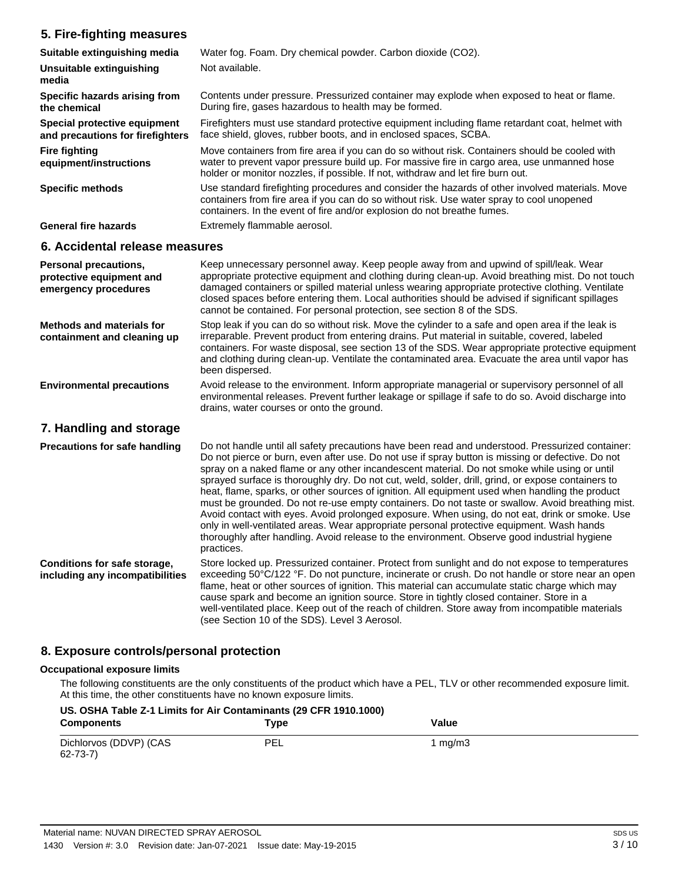## 5. Fire-fighting measures

**Suitable extinguishing media**
Water fog. Foam. Dry chemical powder. Carbon dioxide ($CO_2$).

**Unsuitable extinguishing media**
Not available.

**Specific hazards arising from the chemical**
Contents under pressure. Pressurized container may explode when exposed to heat or flame. During fire, gases hazardous to health may be formed.

**Special protective equipment and precautions for firefighters**
Firefighters must use standard protective equipment including flame retardant coat, helmet with face shield, gloves, rubber boots, and in enclosed spaces, SCBA.

**Fire fighting equipment/instructions**
Move containers from fire area if you can do so without risk. Containers should be cooled with water to prevent vapor pressure build up. For massive fire in cargo area, use unmanned hose holder or monitor nozzles, if possible. If not, withdraw and let fire burn out.

**Specific methods**
Use standard firefighting procedures and consider the hazards of other involved materials. Move containers from fire area if you can do so without risk. Use water spray to cool unopened containers. In the event of fire and/or explosion do not breathe fumes.

**General fire hazards**
Extremely flammable aerosol.

## 6. Accidental release measures

**Personal precautions, protective equipment and emergency procedures**
Keep unnecessary personnel away. Keep people away from and upwind of spill/leak. Wear appropriate protective equipment and clothing during clean-up. Avoid breathing mist. Do not touch damaged containers or spilled material unless wearing appropriate protective clothing. Ventilate closed spaces before entering them. Local authorities should be advised if significant spillages cannot be contained. For personal protection, see section 8 of the SDS.

**Methods and materials for containment and cleaning up**
Stop leak if you can do so without risk. Move the cylinder to a safe and open area if the leak is irreparable. Prevent product from entering drains. Put material in suitable, covered, labeled containers. For waste disposal, see section 13 of the SDS. Wear appropriate protective equipment and clothing during clean-up. Ventilate the contaminated area. Evacuate the area until vapor has been dispersed.

**Environmental precautions**
Avoid release to the environment. Inform appropriate managerial or supervisory personnel of all environmental releases. Prevent further leakage or spillage if safe to do so. Avoid discharge into drains, water courses or onto the ground.

## 7. Handling and storage

**Precautions for safe handling**
Do not handle until all safety precautions have been read and understood. Pressurized container: Do not pierce or burn, even after use. Do not use if spray button is missing or defective. Do not spray on a naked flame or any other incandescent material. Do not smoke while using or until sprayed surface is thoroughly dry. Do not cut, weld, solder, drill, grind, or expose containers to heat, flame, sparks, or other sources of ignition. All equipment used when handling the product must be grounded. Do not re-use empty containers. Do not taste or swallow. Avoid breathing mist. Avoid contact with eyes. Avoid prolonged exposure. When using, do not eat, drink or smoke. Use only in well-ventilated areas. Wear appropriate personal protective equipment. Wash hands thoroughly after handling. Avoid release to the environment. Observe good industrial hygiene practices.

**Conditions for safe storage, including any incompatibilities**
Store locked up. Pressurized container. Protect from sunlight and do not expose to temperatures exceeding 50°C/122 °F. Do not puncture, incinerate or crush. Do not handle or store near an open flame, heat or other sources of ignition. This material can accumulate static charge which may cause spark and become an ignition source. Store in tightly closed container. Store in a well-ventilated place. Keep out of the reach of children. Store away from incompatible materials (see Section 10 of the SDS). Level 3 Aerosol.

## 8. Exposure controls/personal protection

**Occupational exposure limits**

The following constituents are the only constituents of the product which have a PEL, TLV or other recommended exposure limit. At this time, the other constituents have no known exposure limits.

**US. OSHA Table Z-1 Limits for Air Contaminants (29 CFR 1910.1000)**

| Components | Type | Value |
|---|---|---|
| Dichlorvos (DDVP) (CAS 62-73-7) | PEL | 1 mg/m3 |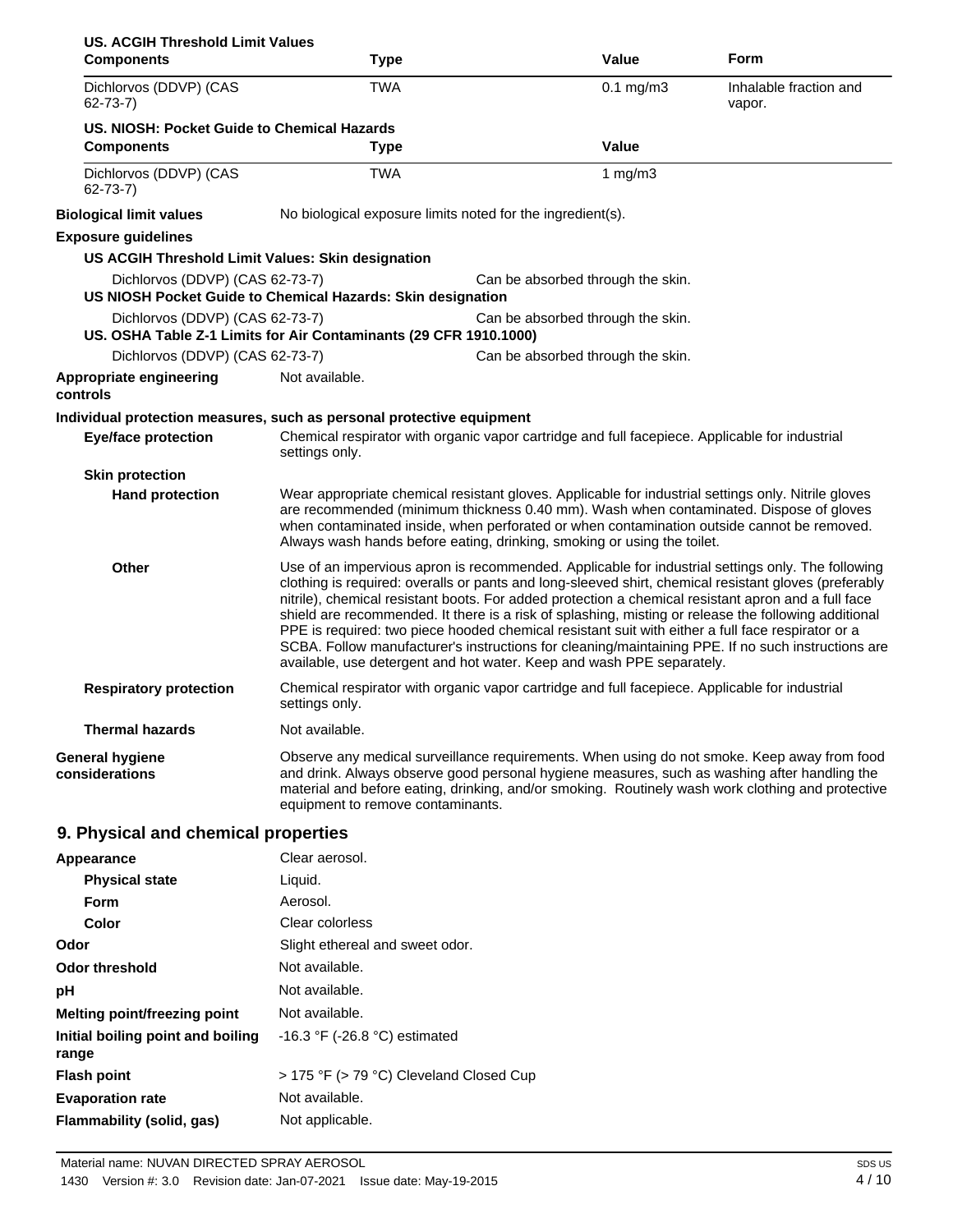**US. ACGIH Threshold Limit Values**

| Components | Type | Value | Form |
| --- | --- | --- | --- |
| Dichlorvos (DDVP) (CAS 62-73-7) | TWA | 0.1 mg/m3 | Inhalable fraction and vapor. |

**US. NIOSH: Pocket Guide to Chemical Hazards**

| Components | Type | Value |
| --- | --- | --- |
| Dichlorvos (DDVP) (CAS 62-73-7) | TWA | 1 mg/m3 |

**Biological limit values** No biological exposure limits noted for the ingredient(s).

**Exposure guidelines**

**US ACGIH Threshold Limit Values: Skin designation**

Dichlorvos (DDVP) (CAS 62-73-7) Can be absorbed through the skin.

**US NIOSH Pocket Guide to Chemical Hazards: Skin designation**

Dichlorvos (DDVP) (CAS 62-73-7) Can be absorbed through the skin.

**US. OSHA Table Z-1 Limits for Air Contaminants (29 CFR 1910.1000)**

Dichlorvos (DDVP) (CAS 62-73-7) Can be absorbed through the skin.

**Appropriate engineering controls** Not available.

**Individual protection measures, such as personal protective equipment**

**Eye/face protection** Chemical respirator with organic vapor cartridge and full facepiece. Applicable for industrial settings only.

**Skin protection**

**Hand protection** Wear appropriate chemical resistant gloves. Applicable for industrial settings only. Nitrile gloves are recommended (minimum thickness 0.40 mm). Wash when contaminated. Dispose of gloves when contaminated inside, when perforated or when contamination outside cannot be removed. Always wash hands before eating, drinking, smoking or using the toilet.

**Other** Use of an impervious apron is recommended. Applicable for industrial settings only. The following clothing is required: overalls or pants and long-sleeved shirt, chemical resistant gloves (preferably nitrile), chemical resistant boots. For added protection a chemical resistant apron and a full face shield are recommended. It there is a risk of splashing, misting or release the following additional PPE is required: two piece hooded chemical resistant suit with either a full face respirator or a SCBA. Follow manufacturer's instructions for cleaning/maintaining PPE. If no such instructions are available, use detergent and hot water. Keep and wash PPE separately.

**Respiratory protection** Chemical respirator with organic vapor cartridge and full facepiece. Applicable for industrial settings only.

**Thermal hazards** Not available.

**General hygiene considerations** Observe any medical surveillance requirements. When using do not smoke. Keep away from food and drink. Always observe good personal hygiene measures, such as washing after handling the material and before eating, drinking, and/or smoking. Routinely wash work clothing and protective equipment to remove contaminants.

## 9. Physical and chemical properties

**Appearance** Clear aerosol.

**Physical state** Liquid.

**Form** Aerosol.

**Color** Clear colorless

**Odor** Slight ethereal and sweet odor.

**Odor threshold** Not available.

**pH** Not available.

**Melting point/freezing point** Not available.

**Initial boiling point and boiling range** -16.3 °F (-26.8 °C) estimated

**Flash point** > 175 °F (> 79 °C) Cleveland Closed Cup

**Evaporation rate** Not available.

**Flammability (solid, gas)** Not applicable.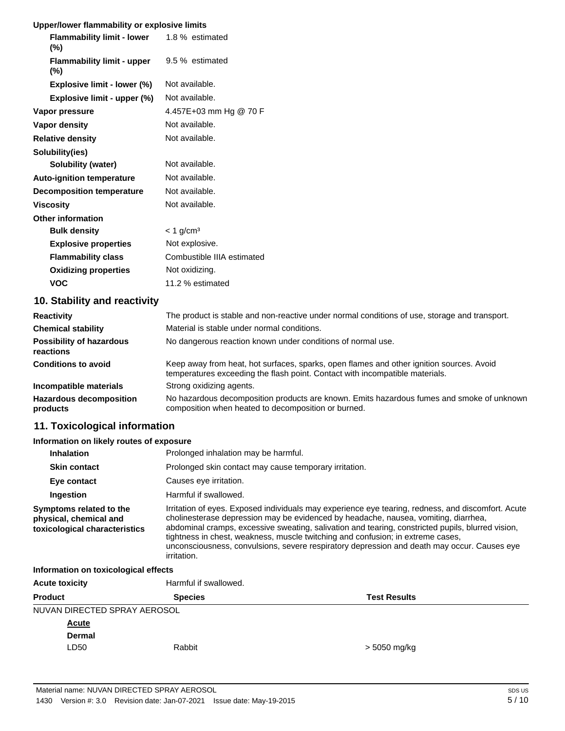**Upper/lower flammability or explosive limits**

| | |
|---|---|
| **Flammability limit - lower (%)** | 1.8 % estimated |
| **Flammability limit - upper (%)** | 9.5 % estimated |
| **Explosive limit - lower (%)** | Not available. |
| **Explosive limit - upper (%)** | Not available. |
| **Vapor pressure** | 4.457E+03 mm Hg @ 70 F |
| **Vapor density** | Not available. |
| **Relative density** | Not available. |
| **Solubility(ies)** | |
| **Solubility (water)** | Not available. |
| **Auto-ignition temperature** | Not available. |
| **Decomposition temperature** | Not available. |
| **Viscosity** | Not available. |
| **Other information** | |
| **Bulk density** | < 1 g/cm³ |
| **Explosive properties** | Not explosive. |
| **Flammability class** | Combustible IIIA estimated |
| **Oxidizing properties** | Not oxidizing. |
| **VOC** | 11.2 % estimated |

## 10. Stability and reactivity

| | |
|---|---|
| **Reactivity** | The product is stable and non-reactive under normal conditions of use, storage and transport. |
| **Chemical stability** | Material is stable under normal conditions. |
| **Possibility of hazardous reactions** | No dangerous reaction known under conditions of normal use. |
| **Conditions to avoid** | Keep away from heat, hot surfaces, sparks, open flames and other ignition sources. Avoid temperatures exceeding the flash point. Contact with incompatible materials. |
| **Incompatible materials** | Strong oxidizing agents. |
| **Hazardous decomposition products** | No hazardous decomposition products are known. Emits hazardous fumes and smoke of unknown composition when heated to decomposition or burned. |

## 11. Toxicological information

**Information on likely routes of exposure**

| | |
|---|---|
| **Inhalation** | Prolonged inhalation may be harmful. |
| **Skin contact** | Prolonged skin contact may cause temporary irritation. |
| **Eye contact** | Causes eye irritation. |
| **Ingestion** | Harmful if swallowed. |
| **Symptoms related to the physical, chemical and toxicological characteristics** | Irritation of eyes. Exposed individuals may experience eye tearing, redness, and discomfort. Acute cholinesterase depression may be evidenced by headache, nausea, vomiting, diarrhea, abdominal cramps, excessive sweating, salivation and tearing, constricted pupils, blurred vision, tightness in chest, weakness, muscle twitching and confusion; in extreme cases, unconsciousness, convulsions, severe respiratory depression and death may occur. Causes eye irritation. |

**Information on toxicological effects**

**Acute toxicity** Harmful if swallowed.

| Product | Species | Test Results |
|---|---|---|
| NUVAN DIRECTED SPRAY AEROSOL | | |
| **Acute** | | |
| **Dermal** | | |
| LD50 | Rabbit | > 5050 mg/kg |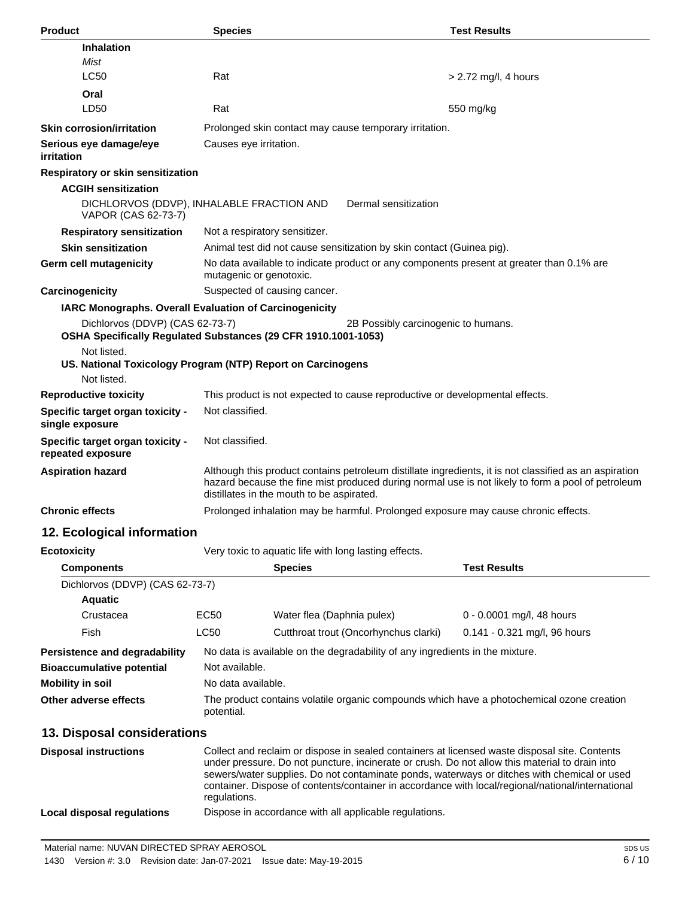| Product | Species | Test Results |
|---|---|---|
| **Inhalation** | | |
| *Mist* | | |
| LC50 | Rat | > 2.72 mg/l, 4 hours |
| **Oral** | | |
| LD50 | Rat | 550 mg/kg |

**Skin corrosion/irritation** Prolonged skin contact may cause temporary irritation.

**Serious eye damage/eye irritation** Causes eye irritation.

**Respiratory or skin sensitization**

**ACGIH sensitization**

DICHLORVOS (DDVP), INHALABLE FRACTION AND VAPOR (CAS 62-73-7) Dermal sensitization

**Respiratory sensitization** Not a respiratory sensitizer.

**Skin sensitization** Animal test did not cause sensitization by skin contact (Guinea pig).

**Germ cell mutagenicity** No data available to indicate product or any components present at greater than 0.1% are mutagenic or genotoxic.

**Carcinogenicity** Suspected of causing cancer.

**IARC Monographs. Overall Evaluation of Carcinogenicity**

Dichlorvos (DDVP) (CAS 62-73-7) 2B Possibly carcinogenic to humans.

**OSHA Specifically Regulated Substances (29 CFR 1910.1001-1053)**

Not listed.

**US. National Toxicology Program (NTP) Report on Carcinogens**

Not listed.

**Reproductive toxicity** This product is not expected to cause reproductive or developmental effects.

**Specific target organ toxicity - single exposure** Not classified.

**Specific target organ toxicity - repeated exposure** Not classified.

**Aspiration hazard** Although this product contains petroleum distillate ingredients, it is not classified as an aspiration hazard because the fine mist produced during normal use is not likely to form a pool of petroleum distillates in the mouth to be aspirated.

**Chronic effects** Prolonged inhalation may be harmful. Prolonged exposure may cause chronic effects.

## 12. Ecological information

**Ecotoxicity** Very toxic to aquatic life with long lasting effects.

| Components | | Species | Test Results |
|---|---|---|---|
| Dichlorvos (DDVP) (CAS 62-73-7) | | | |
| **Aquatic** | | | |
| Crustacea | EC50 | Water flea (Daphnia pulex) | 0 - 0.0001 mg/l, 48 hours |
| Fish | LC50 | Cutthroat trout (Oncorhynchus clarki) | 0.141 - 0.321 mg/l, 96 hours |

**Persistence and degradability** No data is available on the degradability of any ingredients in the mixture.

**Bioaccumulative potential** Not available.

**Mobility in soil** No data available.

**Other adverse effects** The product contains volatile organic compounds which have a photochemical ozone creation potential.

## 13. Disposal considerations

**Disposal instructions** Collect and reclaim or dispose in sealed containers at licensed waste disposal site. Contents under pressure. Do not puncture, incinerate or crush. Do not allow this material to drain into sewers/water supplies. Do not contaminate ponds, waterways or ditches with chemical or used container. Dispose of contents/container in accordance with local/regional/national/international regulations.

**Local disposal regulations** Dispose in accordance with all applicable regulations.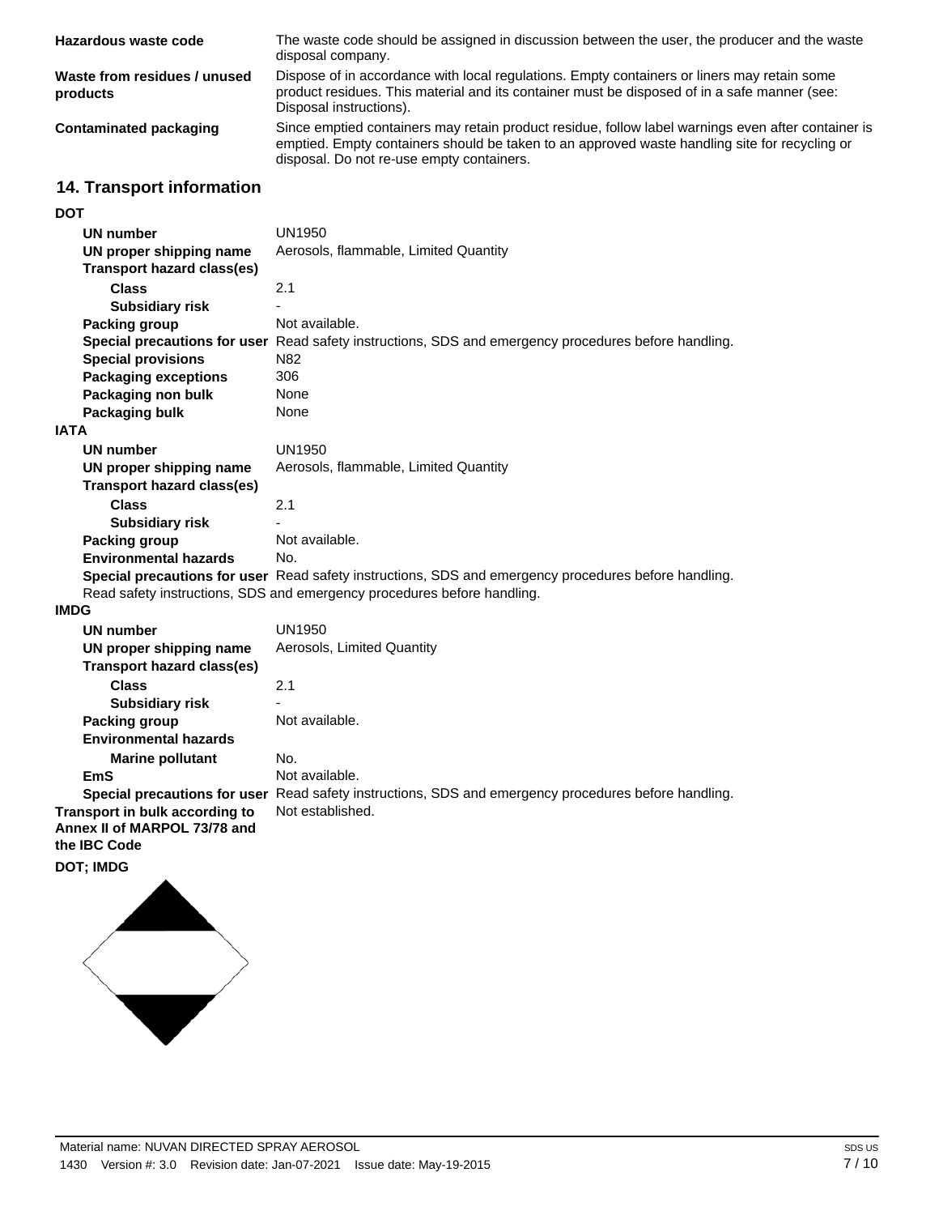| | |
|---|---|
| **Hazardous waste code** | The waste code should be assigned in discussion between the user, the producer and the waste disposal company. |
| **Waste from residues / unused products** | Dispose of in accordance with local regulations. Empty containers or liners may retain some product residues. This material and its container must be disposed of in a safe manner (see: Disposal instructions). |
| **Contaminated packaging** | Since emptied containers may retain product residue, follow label warnings even after container is emptied. Empty containers should be taken to an approved waste handling site for recycling or disposal. Do not re-use empty containers. |

## 14. Transport information

**DOT**

| | |
|---|---|
| **UN number** | UN1950 |
| **UN proper shipping name** | Aerosols, flammable, Limited Quantity |
| **Transport hazard class(es)** | |
| **Class** | 2.1 |
| **Subsidiary risk** | - |
| **Packing group** | Not available. |
| **Special precautions for user** | Read safety instructions, SDS and emergency procedures before handling. |
| **Special provisions** | N82 |
| **Packaging exceptions** | 306 |
| **Packaging non bulk** | None |
| **Packaging bulk** | None |

**IATA**

| | |
|---|---|
| **UN number** | UN1950 |
| **UN proper shipping name** | Aerosols, flammable, Limited Quantity |
| **Transport hazard class(es)** | |
| **Class** | 2.1 |
| **Subsidiary risk** | - |
| **Packing group** | Not available. |
| **Environmental hazards** | No. |
| **Special precautions for user** | Read safety instructions, SDS and emergency procedures before handling. |

Read safety instructions, SDS and emergency procedures before handling.

**IMDG**

| | |
|---|---|
| **UN number** | UN1950 |
| **UN proper shipping name** | Aerosols, Limited Quantity |
| **Transport hazard class(es)** | |
| **Class** | 2.1 |
| **Subsidiary risk** | - |
| **Packing group** | Not available. |
| **Environmental hazards** | |
| **Marine pollutant** | No. |
| **EmS** | Not available. |
| **Special precautions for user** | Read safety instructions, SDS and emergency procedures before handling. |
| **Transport in bulk according to Annex II of MARPOL 73/78 and the IBC Code** | Not established. |

**DOT; IMDG**

Material name: NUVAN DIRECTED SPRAY AEROSOL

1430 Version #: 3.0 Revision date: Jan-07-2021 Issue date: May-19-2015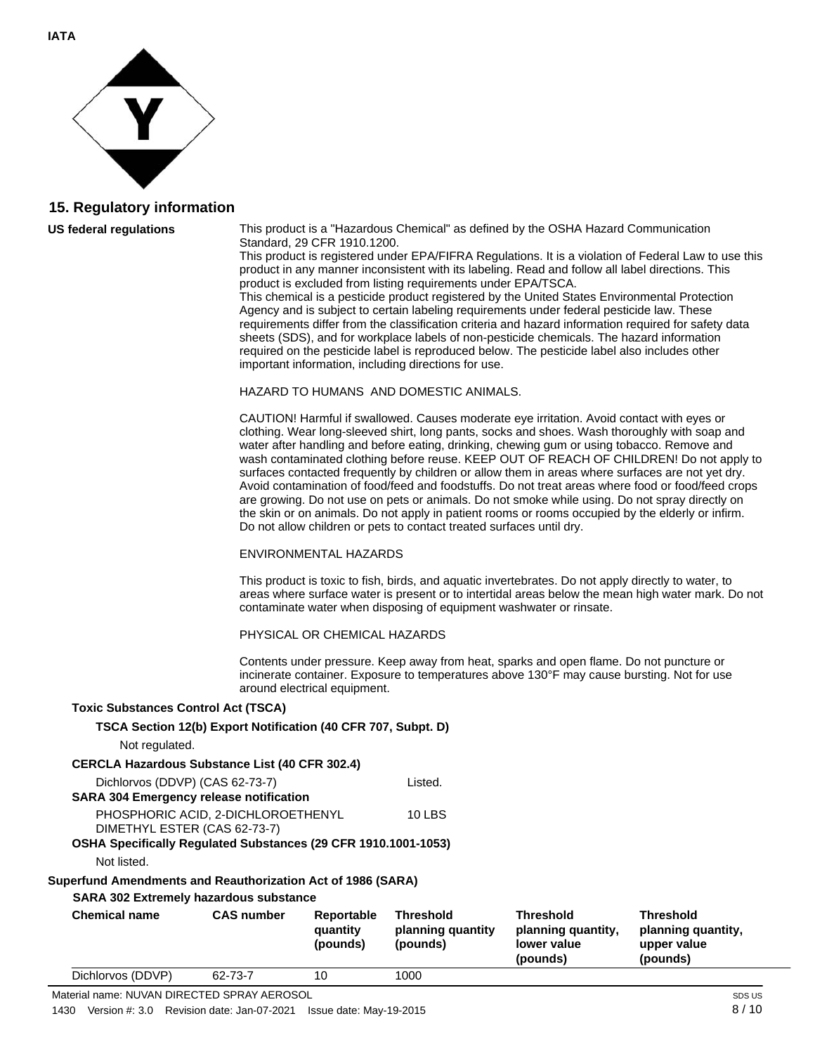**IATA**

## 15. Regulatory information

**US federal regulations**

This product is a "Hazardous Chemical" as defined by the OSHA Hazard Communication Standard, 29 CFR 1910.1200.
This product is registered under EPA/FIFRA Regulations. It is a violation of Federal Law to use this product in any manner inconsistent with its labeling. Read and follow all label directions. This product is excluded from listing requirements under EPA/TSCA.
This chemical is a pesticide product registered by the United States Environmental Protection Agency and is subject to certain labeling requirements under federal pesticide law. These requirements differ from the classification criteria and hazard information required for safety data sheets (SDS), and for workplace labels of non-pesticide chemicals. The hazard information required on the pesticide label is reproduced below. The pesticide label also includes other important information, including directions for use.

HAZARD TO HUMANS AND DOMESTIC ANIMALS.

CAUTION! Harmful if swallowed. Causes moderate eye irritation. Avoid contact with eyes or clothing. Wear long-sleeved shirt, long pants, socks and shoes. Wash thoroughly with soap and water after handling and before eating, drinking, chewing gum or using tobacco. Remove and wash contaminated clothing before reuse. KEEP OUT OF REACH OF CHILDREN! Do not apply to surfaces contacted frequently by children or allow them in areas where surfaces are not yet dry. Avoid contamination of food/feed and foodstuffs. Do not treat areas where food or food/feed crops are growing. Do not use on pets or animals. Do not smoke while using. Do not spray directly on the skin or on animals. Do not apply in patient rooms or rooms occupied by the elderly or infirm. Do not allow children or pets to contact treated surfaces until dry.

ENVIRONMENTAL HAZARDS

This product is toxic to fish, birds, and aquatic invertebrates. Do not apply directly to water, to areas where surface water is present or to intertidal areas below the mean high water mark. Do not contaminate water when disposing of equipment washwater or rinsate.

PHYSICAL OR CHEMICAL HAZARDS

Contents under pressure. Keep away from heat, sparks and open flame. Do not puncture or incinerate container. Exposure to temperatures above 130°F may cause bursting. Not for use around electrical equipment.

**Toxic Substances Control Act (TSCA)**

**TSCA Section 12(b) Export Notification (40 CFR 707, Subpt. D)**

Not regulated.

**CERCLA Hazardous Substance List (40 CFR 302.4)**

Dichlorvos (DDVP) (CAS 62-73-7) Listed.

**SARA 304 Emergency release notification**

PHOSPHORIC ACID, 2-DICHLOROETHENYL DIMETHYL ESTER (CAS 62-73-7) 10 LBS

**OSHA Specifically Regulated Substances (29 CFR 1910.1001-1053)**

Not listed.

**Superfund Amendments and Reauthorization Act of 1986 (SARA)**

**SARA 302 Extremely hazardous substance**

| Chemical name | CAS number | Reportable quantity (pounds) | Threshold planning quantity (pounds) | Threshold planning quantity, lower value (pounds) | Threshold planning quantity, upper value (pounds) |
|---|---|---|---|---|---|
| Dichlorvos (DDVP) | 62-73-7 | 10 | 1000 | | |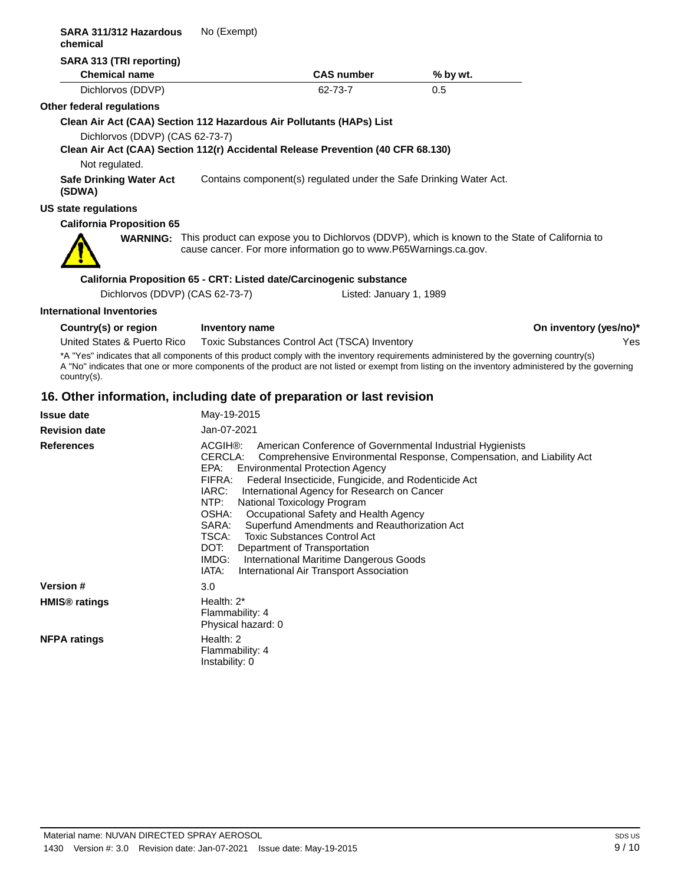**SARA 311/312 Hazardous chemical** No (Exempt)

**SARA 313 (TRI reporting)**

| Chemical name | CAS number | % by wt. |
| --- | --- | --- |
| Dichlorvos (DDVP) | 62-73-7 | 0.5 |

**Other federal regulations**

**Clean Air Act (CAA) Section 112 Hazardous Air Pollutants (HAPs) List**

Dichlorvos (DDVP) (CAS 62-73-7)

**Clean Air Act (CAA) Section 112(r) Accidental Release Prevention (40 CFR 68.130)**

Not regulated.

**Safe Drinking Water Act (SDWA)** Contains component(s) regulated under the Safe Drinking Water Act.

**US state regulations**

**California Proposition 65**

**WARNING:** This product can expose you to Dichlorvos (DDVP), which is known to the State of California to cause cancer. For more information go to www.P65Warnings.ca.gov.

**California Proposition 65 - CRT: Listed date/Carcinogenic substance**

Dichlorvos (DDVP) (CAS 62-73-7) Listed: January 1, 1989

**International Inventories**

| Country(s) or region | Inventory name | On inventory (yes/no)* |
| --- | --- | --- |
| United States & Puerto Rico | Toxic Substances Control Act (TSCA) Inventory | Yes |

*A "Yes" indicates that all components of this product comply with the inventory requirements administered by the governing country(s)
A "No" indicates that one or more components of the product are not listed or exempt from listing on the inventory administered by the governing country(s).

## 16. Other information, including date of preparation or last revision

**Issue date** May-19-2015

**Revision date** Jan-07-2021

**References**

ACGIH®: American Conference of Governmental Industrial Hygienists
CERCLA: Comprehensive Environmental Response, Compensation, and Liability Act
EPA: Environmental Protection Agency
FIFRA: Federal Insecticide, Fungicide, and Rodenticide Act
IARC: International Agency for Research on Cancer
NTP: National Toxicology Program
OSHA: Occupational Safety and Health Agency
SARA: Superfund Amendments and Reauthorization Act
TSCA: Toxic Substances Control Act
DOT: Department of Transportation
IMDG: International Maritime Dangerous Goods
IATA: International Air Transport Association

**Version #** 3.0

**HMIS® ratings**

Health: 2*
Flammability: 4
Physical hazard: 0

**NFPA ratings**

Health: 2
Flammability: 4
Instability: 0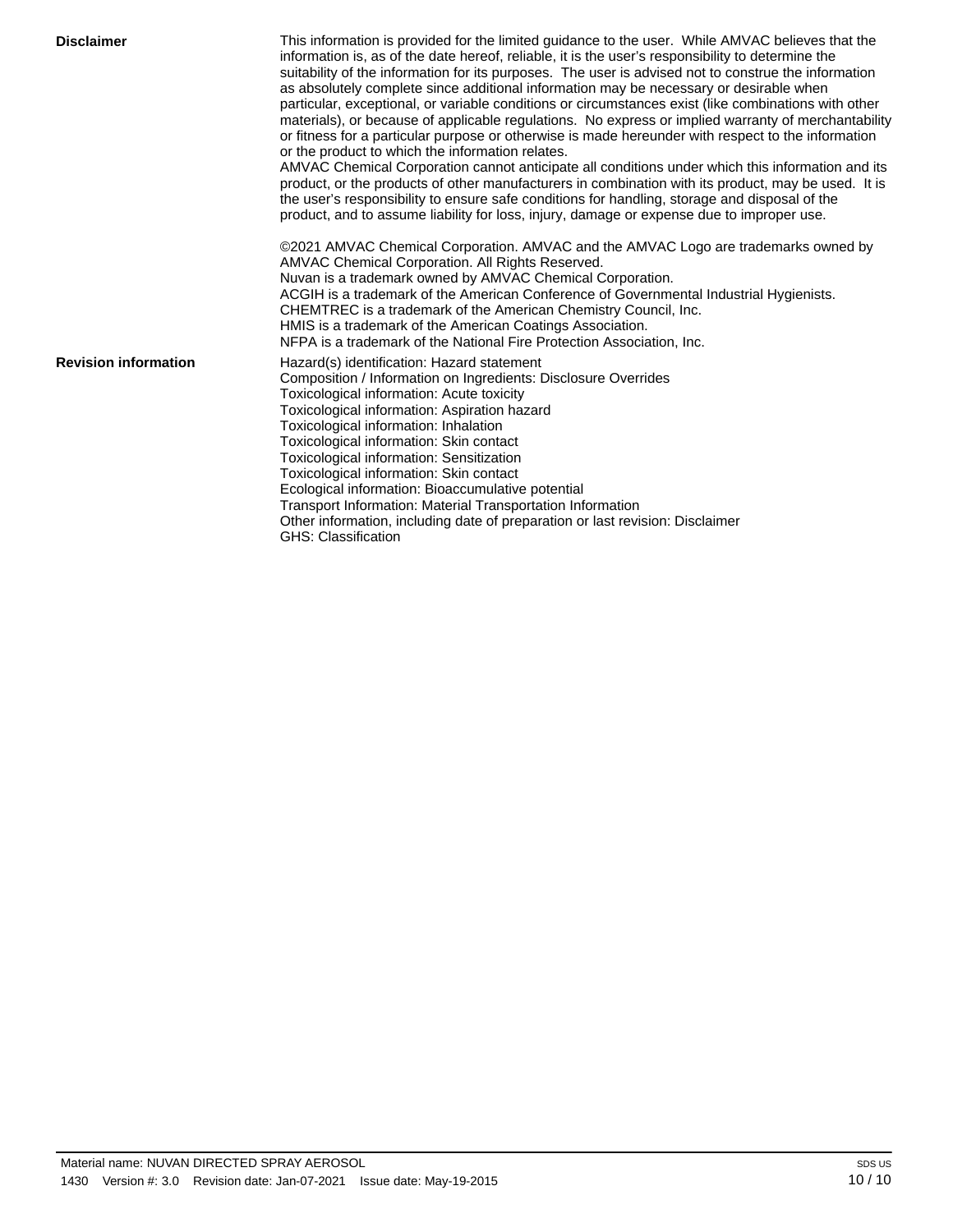**Disclaimer**

This information is provided for the limited guidance to the user. While AMVAC believes that the information is, as of the date hereof, reliable, it is the user's responsibility to determine the suitability of the information for its purposes. The user is advised not to construe the information as absolutely complete since additional information may be necessary or desirable when particular, exceptional, or variable conditions or circumstances exist (like combinations with other materials), or because of applicable regulations. No express or implied warranty of merchantability or fitness for a particular purpose or otherwise is made hereunder with respect to the information or the product to which the information relates.

AMVAC Chemical Corporation cannot anticipate all conditions under which this information and its product, or the products of other manufacturers in combination with its product, may be used. It is the user's responsibility to ensure safe conditions for handling, storage and disposal of the product, and to assume liability for loss, injury, damage or expense due to improper use.

©2021 AMVAC Chemical Corporation. AMVAC and the AMVAC Logo are trademarks owned by AMVAC Chemical Corporation. All Rights Reserved.
Nuvan is a trademark owned by AMVAC Chemical Corporation.
ACGIH is a trademark of the American Conference of Governmental Industrial Hygienists.
CHEMTREC is a trademark of the American Chemistry Council, Inc.
HMIS is a trademark of the American Coatings Association.
NFPA is a trademark of the National Fire Protection Association, Inc.

**Revision information**

Hazard(s) identification: Hazard statement
Composition / Information on Ingredients: Disclosure Overrides
Toxicological information: Acute toxicity
Toxicological information: Aspiration hazard
Toxicological information: Inhalation
Toxicological information: Skin contact
Toxicological information: Sensitization
Toxicological information: Skin contact
Ecological information: Bioaccumulative potential
Transport Information: Material Transportation Information
Other information, including date of preparation or last revision: Disclaimer
GHS: Classification